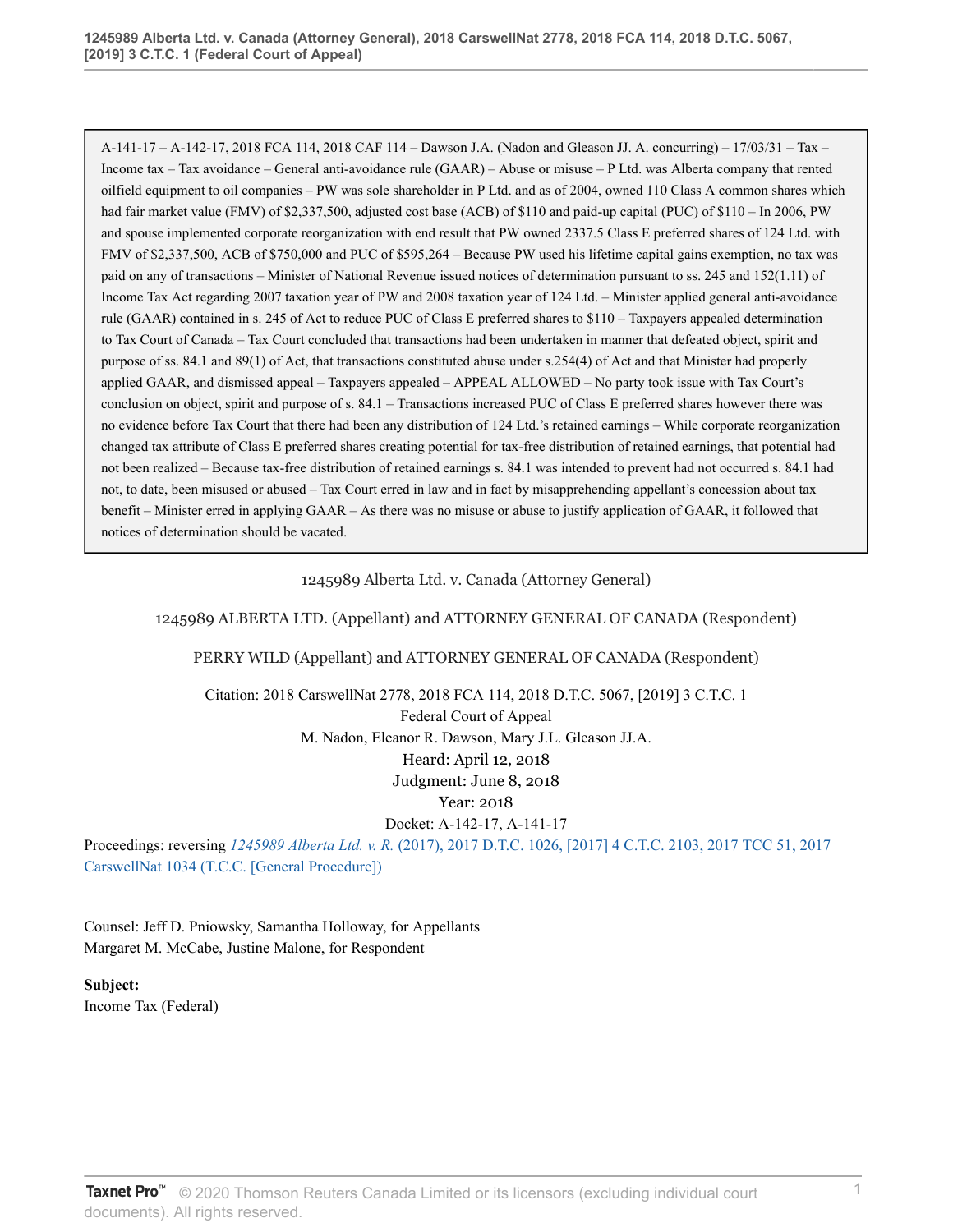A-141-17 – A-142-17, 2018 FCA 114, 2018 CAF 114 – Dawson J.A. (Nadon and Gleason JJ. A. concurring) – 17/03/31 – Tax – Income tax – Tax avoidance – General anti-avoidance rule (GAAR) – Abuse or misuse – P Ltd. was Alberta company that rented oilfield equipment to oil companies – PW was sole shareholder in P Ltd. and as of 2004, owned 110 Class A common shares which had fair market value (FMV) of $2,337,500, adjusted cost base (ACB) of $110 and paid-up capital (PUC) of $110 – In 2006, PW and spouse implemented corporate reorganization with end result that PW owned 2337.5 Class E preferred shares of 124 Ltd. with FMV of $2,337,500, ACB of $750,000 and PUC of $595,264 – Because PW used his lifetime capital gains exemption, no tax was paid on any of transactions – Minister of National Revenue issued notices of determination pursuant to ss. 245 and 152(1.11) of Income Tax Act regarding 2007 taxation year of PW and 2008 taxation year of 124 Ltd. – Minister applied general anti-avoidance rule (GAAR) contained in s. 245 of Act to reduce PUC of Class E preferred shares to $110 – Taxpayers appealed determination to Tax Court of Canada – Tax Court concluded that transactions had been undertaken in manner that defeated object, spirit and purpose of ss. 84.1 and 89(1) of Act, that transactions constituted abuse under s.254(4) of Act and that Minister had properly applied GAAR, and dismissed appeal – Taxpayers appealed – APPEAL ALLOWED – No party took issue with Tax Court's conclusion on object, spirit and purpose of s. 84.1 – Transactions increased PUC of Class E preferred shares however there was no evidence before Tax Court that there had been any distribution of 124 Ltd.'s retained earnings – While corporate reorganization changed tax attribute of Class E preferred shares creating potential for tax-free distribution of retained earnings, that potential had not been realized – Because tax-free distribution of retained earnings s. 84.1 was intended to prevent had not occurred s. 84.1 had not, to date, been misused or abused – Tax Court erred in law and in fact by misapprehending appellant's concession about tax benefit – Minister erred in applying GAAR – As there was no misuse or abuse to justify application of GAAR, it followed that notices of determination should be vacated.

1245989 Alberta Ltd. v. Canada (Attorney General)

1245989 ALBERTA LTD. (Appellant) and ATTORNEY GENERAL OF CANADA (Respondent)

PERRY WILD (Appellant) and ATTORNEY GENERAL OF CANADA (Respondent)

Citation: 2018 CarswellNat 2778, 2018 FCA 114, 2018 D.T.C. 5067, [2019] 3 C.T.C. 1
Federal Court of Appeal
M. Nadon, Eleanor R. Dawson, Mary J.L. Gleason JJ.A.
Heard: April 12, 2018
Judgment: June 8, 2018
Year: 2018
Docket: A-142-17, A-141-17

Proceedings: reversing *1245989 Alberta Ltd. v. R.* (2017), 2017 D.T.C. 1026, [2017] 4 C.T.C. 2103, 2017 TCC 51, 2017 CarswellNat 1034 (T.C.C. [General Procedure])

Counsel: Jeff D. Pniowsky, Samantha Holloway, for Appellants
Margaret M. McCabe, Justine Malone, for Respondent

**Subject:**
Income Tax (Federal)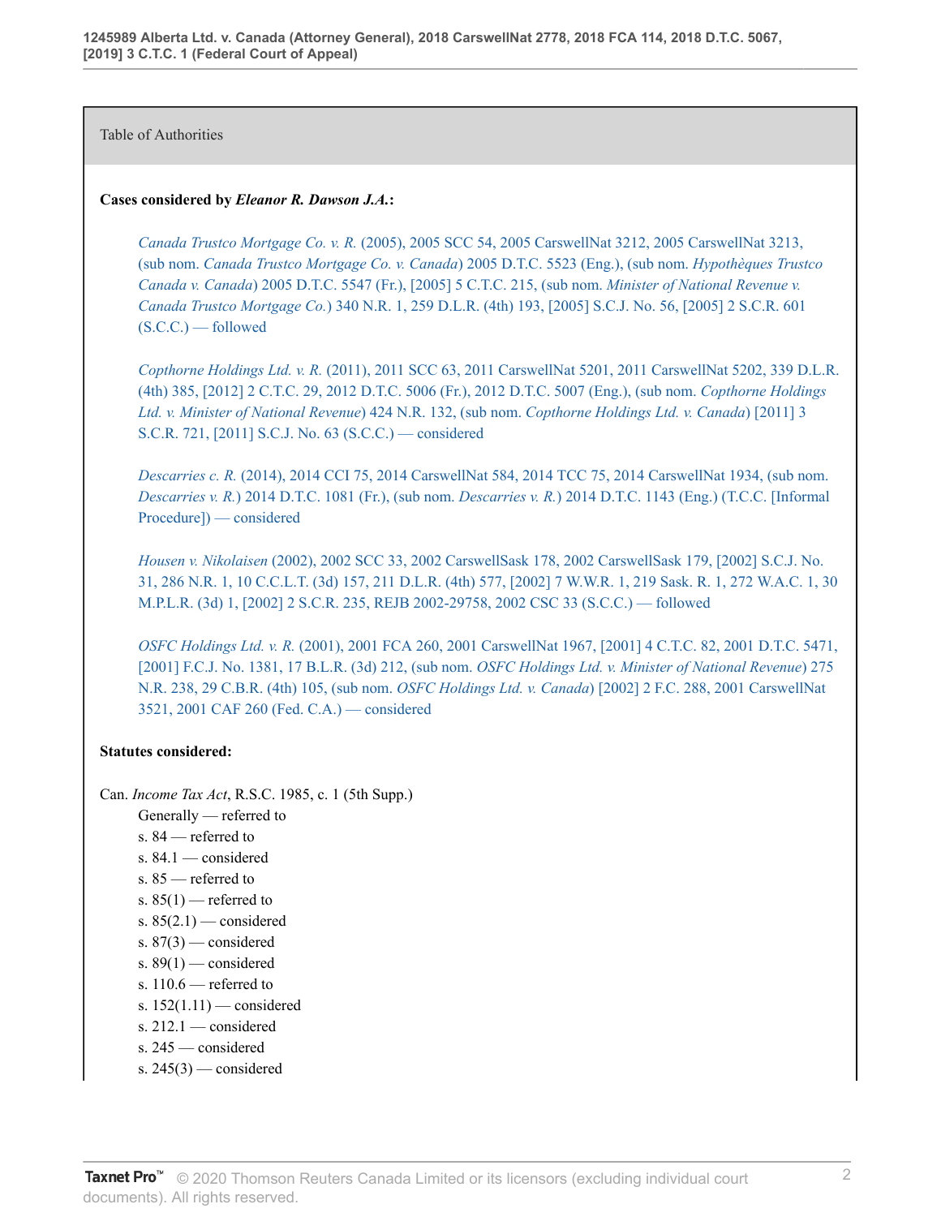Table of Authorities

**Cases considered by *Eleanor R. Dawson J.A.*:**

*Canada Trustco Mortgage Co. v. R.* (2005), 2005 SCC 54, 2005 CarswellNat 3212, 2005 CarswellNat 3213, (sub nom. *Canada Trustco Mortgage Co. v. Canada*) 2005 D.T.C. 5523 (Eng.), (sub nom. *Hypothèques Trustco Canada v. Canada*) 2005 D.T.C. 5547 (Fr.), [2005] 5 C.T.C. 215, (sub nom. *Minister of National Revenue v. Canada Trustco Mortgage Co.*) 340 N.R. 1, 259 D.L.R. (4th) 193, [2005] S.C.J. No. 56, [2005] 2 S.C.R. 601 (S.C.C.) — followed

*Copthorne Holdings Ltd. v. R.* (2011), 2011 SCC 63, 2011 CarswellNat 5201, 2011 CarswellNat 5202, 339 D.L.R. (4th) 385, [2012] 2 C.T.C. 29, 2012 D.T.C. 5006 (Fr.), 2012 D.T.C. 5007 (Eng.), (sub nom. *Copthorne Holdings Ltd. v. Minister of National Revenue*) 424 N.R. 132, (sub nom. *Copthorne Holdings Ltd. v. Canada*) [2011] 3 S.C.R. 721, [2011] S.C.J. No. 63 (S.C.C.) — considered

*Descarries c. R.* (2014), 2014 CCI 75, 2014 CarswellNat 584, 2014 TCC 75, 2014 CarswellNat 1934, (sub nom. *Descarries v. R.*) 2014 D.T.C. 1081 (Fr.), (sub nom. *Descarries v. R.*) 2014 D.T.C. 1143 (Eng.) (T.C.C. [Informal Procedure]) — considered

*Housen v. Nikolaisen* (2002), 2002 SCC 33, 2002 CarswellSask 178, 2002 CarswellSask 179, [2002] S.C.J. No. 31, 286 N.R. 1, 10 C.C.L.T. (3d) 157, 211 D.L.R. (4th) 577, [2002] 7 W.W.R. 1, 219 Sask. R. 1, 272 W.A.C. 1, 30 M.P.L.R. (3d) 1, [2002] 2 S.C.R. 235, REJB 2002-29758, 2002 CSC 33 (S.C.C.) — followed

*OSFC Holdings Ltd. v. R.* (2001), 2001 FCA 260, 2001 CarswellNat 1967, [2001] 4 C.T.C. 82, 2001 D.T.C. 5471, [2001] F.C.J. No. 1381, 17 B.L.R. (3d) 212, (sub nom. *OSFC Holdings Ltd. v. Minister of National Revenue*) 275 N.R. 238, 29 C.B.R. (4th) 105, (sub nom. *OSFC Holdings Ltd. v. Canada*) [2002] 2 F.C. 288, 2001 CarswellNat 3521, 2001 CAF 260 (Fed. C.A.) — considered

**Statutes considered:**

Can. *Income Tax Act*, R.S.C. 1985, c. 1 (5th Supp.)

- Generally — referred to
- s. 84 — referred to
- s. 84.1 — considered
- s. 85 — referred to
- s. 85(1) — referred to
- s. 85(2.1) — considered
- s. 87(3) — considered
- s. 89(1) — considered
- s. 110.6 — referred to
- s. 152(1.11) — considered
- s. 212.1 — considered
- s. 245 — considered
- s. 245(3) — considered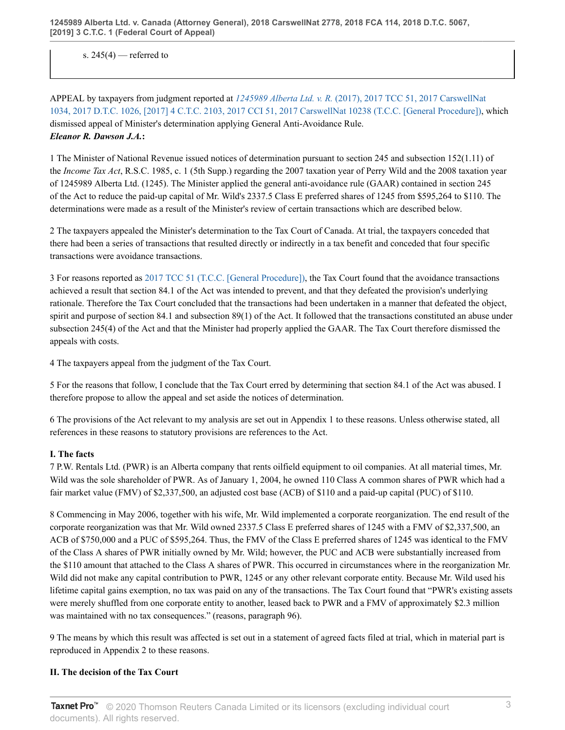s. 245(4) — referred to

APPEAL by taxpayers from judgment reported at *1245989 Alberta Ltd. v. R.* (2017), 2017 TCC 51, 2017 CarswellNat 1034, 2017 D.T.C. 1026, [2017] 4 C.T.C. 2103, 2017 CCI 51, 2017 CarswellNat 10238 (T.C.C. [General Procedure]), which dismissed appeal of Minister's determination applying General Anti-Avoidance Rule.

***Eleanor R. Dawson J.A.*:**

1 The Minister of National Revenue issued notices of determination pursuant to section 245 and subsection 152(1.11) of the *Income Tax Act*, R.S.C. 1985, c. 1 (5th Supp.) regarding the 2007 taxation year of Perry Wild and the 2008 taxation year of 1245989 Alberta Ltd. (1245). The Minister applied the general anti-avoidance rule (GAAR) contained in section 245 of the Act to reduce the paid-up capital of Mr. Wild's 2337.5 Class E preferred shares of 1245 from $595,264 to $110. The determinations were made as a result of the Minister's review of certain transactions which are described below.

2 The taxpayers appealed the Minister's determination to the Tax Court of Canada. At trial, the taxpayers conceded that there had been a series of transactions that resulted directly or indirectly in a tax benefit and conceded that four specific transactions were avoidance transactions.

3 For reasons reported as 2017 TCC 51 (T.C.C. [General Procedure]), the Tax Court found that the avoidance transactions achieved a result that section 84.1 of the Act was intended to prevent, and that they defeated the provision's underlying rationale. Therefore the Tax Court concluded that the transactions had been undertaken in a manner that defeated the object, spirit and purpose of section 84.1 and subsection 89(1) of the Act. It followed that the transactions constituted an abuse under subsection 245(4) of the Act and that the Minister had properly applied the GAAR. The Tax Court therefore dismissed the appeals with costs.

4 The taxpayers appeal from the judgment of the Tax Court.

5 For the reasons that follow, I conclude that the Tax Court erred by determining that section 84.1 of the Act was abused. I therefore propose to allow the appeal and set aside the notices of determination.

6 The provisions of the Act relevant to my analysis are set out in Appendix 1 to these reasons. Unless otherwise stated, all references in these reasons to statutory provisions are references to the Act.

**I. The facts**

7 P.W. Rentals Ltd. (PWR) is an Alberta company that rents oilfield equipment to oil companies. At all material times, Mr. Wild was the sole shareholder of PWR. As of January 1, 2004, he owned 110 Class A common shares of PWR which had a fair market value (FMV) of $2,337,500, an adjusted cost base (ACB) of $110 and a paid-up capital (PUC) of $110.

8 Commencing in May 2006, together with his wife, Mr. Wild implemented a corporate reorganization. The end result of the corporate reorganization was that Mr. Wild owned 2337.5 Class E preferred shares of 1245 with a FMV of $2,337,500, an ACB of $750,000 and a PUC of $595,264. Thus, the FMV of the Class E preferred shares of 1245 was identical to the FMV of the Class A shares of PWR initially owned by Mr. Wild; however, the PUC and ACB were substantially increased from the $110 amount that attached to the Class A shares of PWR. This occurred in circumstances where in the reorganization Mr. Wild did not make any capital contribution to PWR, 1245 or any other relevant corporate entity. Because Mr. Wild used his lifetime capital gains exemption, no tax was paid on any of the transactions. The Tax Court found that "PWR's existing assets were merely shuffled from one corporate entity to another, leased back to PWR and a FMV of approximately $2.3 million was maintained with no tax consequences." (reasons, paragraph 96).

9 The means by which this result was affected is set out in a statement of agreed facts filed at trial, which in material part is reproduced in Appendix 2 to these reasons.

**II. The decision of the Tax Court**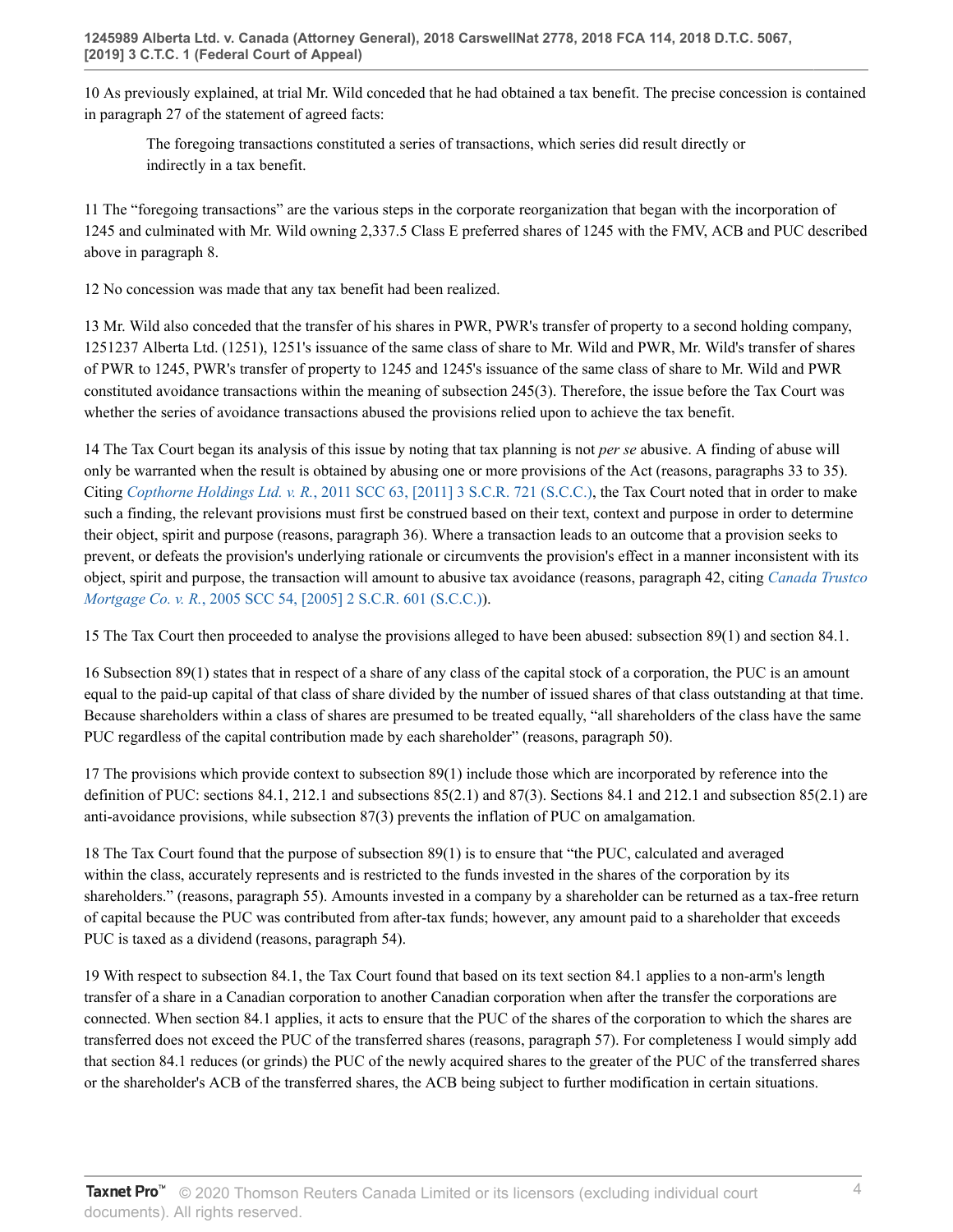10 As previously explained, at trial Mr. Wild conceded that he had obtained a tax benefit. The precise concession is contained in paragraph 27 of the statement of agreed facts:

> The foregoing transactions constituted a series of transactions, which series did result directly or indirectly in a tax benefit.

11 The "foregoing transactions" are the various steps in the corporate reorganization that began with the incorporation of 1245 and culminated with Mr. Wild owning 2,337.5 Class E preferred shares of 1245 with the FMV, ACB and PUC described above in paragraph 8.

12 No concession was made that any tax benefit had been realized.

13 Mr. Wild also conceded that the transfer of his shares in PWR, PWR's transfer of property to a second holding company, 1251237 Alberta Ltd. (1251), 1251's issuance of the same class of share to Mr. Wild and PWR, Mr. Wild's transfer of shares of PWR to 1245, PWR's transfer of property to 1245 and 1245's issuance of the same class of share to Mr. Wild and PWR constituted avoidance transactions within the meaning of subsection 245(3). Therefore, the issue before the Tax Court was whether the series of avoidance transactions abused the provisions relied upon to achieve the tax benefit.

14 The Tax Court began its analysis of this issue by noting that tax planning is not *per se* abusive. A finding of abuse will only be warranted when the result is obtained by abusing one or more provisions of the Act (reasons, paragraphs 33 to 35). Citing *Copthorne Holdings Ltd. v. R.*, 2011 SCC 63, [2011] 3 S.C.R. 721 (S.C.C.), the Tax Court noted that in order to make such a finding, the relevant provisions must first be construed based on their text, context and purpose in order to determine their object, spirit and purpose (reasons, paragraph 36). Where a transaction leads to an outcome that a provision seeks to prevent, or defeats the provision's underlying rationale or circumvents the provision's effect in a manner inconsistent with its object, spirit and purpose, the transaction will amount to abusive tax avoidance (reasons, paragraph 42, citing *Canada Trustco Mortgage Co. v. R.*, 2005 SCC 54, [2005] 2 S.C.R. 601 (S.C.C.)).

15 The Tax Court then proceeded to analyse the provisions alleged to have been abused: subsection 89(1) and section 84.1.

16 Subsection 89(1) states that in respect of a share of any class of the capital stock of a corporation, the PUC is an amount equal to the paid-up capital of that class of share divided by the number of issued shares of that class outstanding at that time. Because shareholders within a class of shares are presumed to be treated equally, "all shareholders of the class have the same PUC regardless of the capital contribution made by each shareholder" (reasons, paragraph 50).

17 The provisions which provide context to subsection 89(1) include those which are incorporated by reference into the definition of PUC: sections 84.1, 212.1 and subsections 85(2.1) and 87(3). Sections 84.1 and 212.1 and subsection 85(2.1) are anti-avoidance provisions, while subsection 87(3) prevents the inflation of PUC on amalgamation.

18 The Tax Court found that the purpose of subsection 89(1) is to ensure that "the PUC, calculated and averaged within the class, accurately represents and is restricted to the funds invested in the shares of the corporation by its shareholders." (reasons, paragraph 55). Amounts invested in a company by a shareholder can be returned as a tax-free return of capital because the PUC was contributed from after-tax funds; however, any amount paid to a shareholder that exceeds PUC is taxed as a dividend (reasons, paragraph 54).

19 With respect to subsection 84.1, the Tax Court found that based on its text section 84.1 applies to a non-arm's length transfer of a share in a Canadian corporation to another Canadian corporation when after the transfer the corporations are connected. When section 84.1 applies, it acts to ensure that the PUC of the shares of the corporation to which the shares are transferred does not exceed the PUC of the transferred shares (reasons, paragraph 57). For completeness I would simply add that section 84.1 reduces (or grinds) the PUC of the newly acquired shares to the greater of the PUC of the transferred shares or the shareholder's ACB of the transferred shares, the ACB being subject to further modification in certain situations.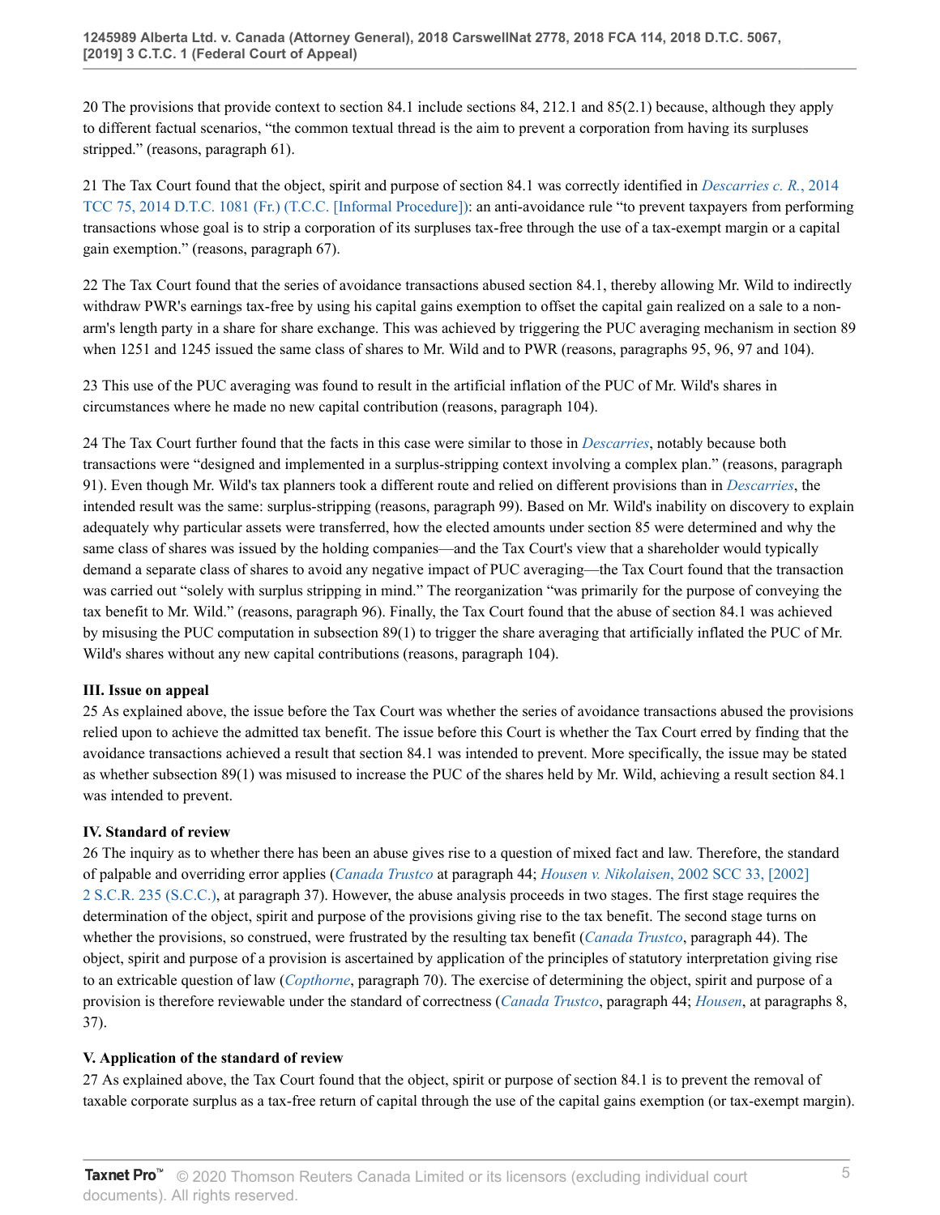20 The provisions that provide context to section 84.1 include sections 84, 212.1 and 85(2.1) because, although they apply to different factual scenarios, "the common textual thread is the aim to prevent a corporation from having its surpluses stripped." (reasons, paragraph 61).

21 The Tax Court found that the object, spirit and purpose of section 84.1 was correctly identified in *Descarries c. R.*, 2014 TCC 75, 2014 D.T.C. 1081 (Fr.) (T.C.C. [Informal Procedure]): an anti-avoidance rule "to prevent taxpayers from performing transactions whose goal is to strip a corporation of its surpluses tax-free through the use of a tax-exempt margin or a capital gain exemption." (reasons, paragraph 67).

22 The Tax Court found that the series of avoidance transactions abused section 84.1, thereby allowing Mr. Wild to indirectly withdraw PWR's earnings tax-free by using his capital gains exemption to offset the capital gain realized on a sale to a non-arm's length party in a share for share exchange. This was achieved by triggering the PUC averaging mechanism in section 89 when 1251 and 1245 issued the same class of shares to Mr. Wild and to PWR (reasons, paragraphs 95, 96, 97 and 104).

23 This use of the PUC averaging was found to result in the artificial inflation of the PUC of Mr. Wild's shares in circumstances where he made no new capital contribution (reasons, paragraph 104).

24 The Tax Court further found that the facts in this case were similar to those in *Descarries*, notably because both transactions were "designed and implemented in a surplus-stripping context involving a complex plan." (reasons, paragraph 91). Even though Mr. Wild's tax planners took a different route and relied on different provisions than in *Descarries*, the intended result was the same: surplus-stripping (reasons, paragraph 99). Based on Mr. Wild's inability on discovery to explain adequately why particular assets were transferred, how the elected amounts under section 85 were determined and why the same class of shares was issued by the holding companies—and the Tax Court's view that a shareholder would typically demand a separate class of shares to avoid any negative impact of PUC averaging—the Tax Court found that the transaction was carried out "solely with surplus stripping in mind." The reorganization "was primarily for the purpose of conveying the tax benefit to Mr. Wild." (reasons, paragraph 96). Finally, the Tax Court found that the abuse of section 84.1 was achieved by misusing the PUC computation in subsection 89(1) to trigger the share averaging that artificially inflated the PUC of Mr. Wild's shares without any new capital contributions (reasons, paragraph 104).

## III. Issue on appeal

25 As explained above, the issue before the Tax Court was whether the series of avoidance transactions abused the provisions relied upon to achieve the admitted tax benefit. The issue before this Court is whether the Tax Court erred by finding that the avoidance transactions achieved a result that section 84.1 was intended to prevent. More specifically, the issue may be stated as whether subsection 89(1) was misused to increase the PUC of the shares held by Mr. Wild, achieving a result section 84.1 was intended to prevent.

## IV. Standard of review

26 The inquiry as to whether there has been an abuse gives rise to a question of mixed fact and law. Therefore, the standard of palpable and overriding error applies (*Canada Trustco* at paragraph 44; *Housen v. Nikolaisen*, 2002 SCC 33, [2002] 2 S.C.R. 235 (S.C.C.), at paragraph 37). However, the abuse analysis proceeds in two stages. The first stage requires the determination of the object, spirit and purpose of the provisions giving rise to the tax benefit. The second stage turns on whether the provisions, so construed, were frustrated by the resulting tax benefit (*Canada Trustco*, paragraph 44). The object, spirit and purpose of a provision is ascertained by application of the principles of statutory interpretation giving rise to an extricable question of law (*Copthorne*, paragraph 70). The exercise of determining the object, spirit and purpose of a provision is therefore reviewable under the standard of correctness (*Canada Trustco*, paragraph 44; *Housen*, at paragraphs 8, 37).

## V. Application of the standard of review

27 As explained above, the Tax Court found that the object, spirit or purpose of section 84.1 is to prevent the removal of taxable corporate surplus as a tax-free return of capital through the use of the capital gains exemption (or tax-exempt margin).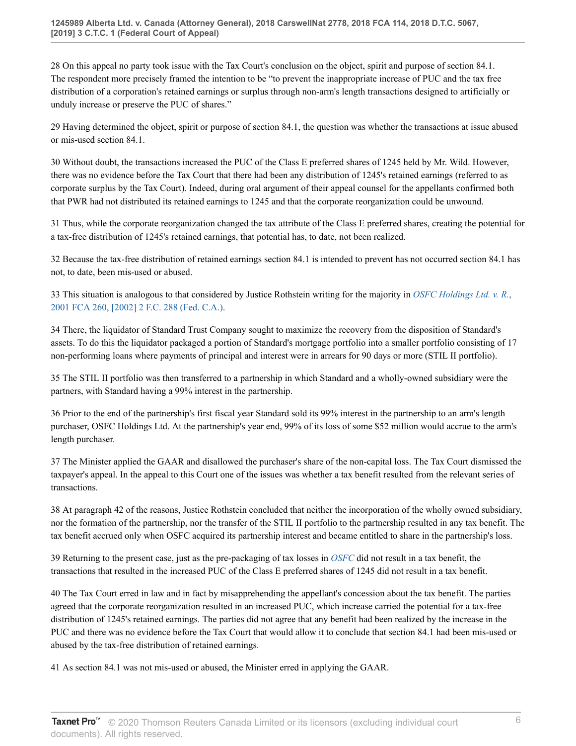28 On this appeal no party took issue with the Tax Court's conclusion on the object, spirit and purpose of section 84.1. The respondent more precisely framed the intention to be "to prevent the inappropriate increase of PUC and the tax free distribution of a corporation's retained earnings or surplus through non-arm's length transactions designed to artificially or unduly increase or preserve the PUC of shares."

29 Having determined the object, spirit or purpose of section 84.1, the question was whether the transactions at issue abused or mis-used section 84.1.

30 Without doubt, the transactions increased the PUC of the Class E preferred shares of 1245 held by Mr. Wild. However, there was no evidence before the Tax Court that there had been any distribution of 1245's retained earnings (referred to as corporate surplus by the Tax Court). Indeed, during oral argument of their appeal counsel for the appellants confirmed both that PWR had not distributed its retained earnings to 1245 and that the corporate reorganization could be unwound.

31 Thus, while the corporate reorganization changed the tax attribute of the Class E preferred shares, creating the potential for a tax-free distribution of 1245's retained earnings, that potential has, to date, not been realized.

32 Because the tax-free distribution of retained earnings section 84.1 is intended to prevent has not occurred section 84.1 has not, to date, been mis-used or abused.

33 This situation is analogous to that considered by Justice Rothstein writing for the majority in *OSFC Holdings Ltd. v. R.*, 2001 FCA 260, [2002] 2 F.C. 288 (Fed. C.A.).

34 There, the liquidator of Standard Trust Company sought to maximize the recovery from the disposition of Standard's assets. To do this the liquidator packaged a portion of Standard's mortgage portfolio into a smaller portfolio consisting of 17 non-performing loans where payments of principal and interest were in arrears for 90 days or more (STIL II portfolio).

35 The STIL II portfolio was then transferred to a partnership in which Standard and a wholly-owned subsidiary were the partners, with Standard having a 99% interest in the partnership.

36 Prior to the end of the partnership's first fiscal year Standard sold its 99% interest in the partnership to an arm's length purchaser, OSFC Holdings Ltd. At the partnership's year end, 99% of its loss of some $52 million would accrue to the arm's length purchaser.

37 The Minister applied the GAAR and disallowed the purchaser's share of the non-capital loss. The Tax Court dismissed the taxpayer's appeal. In the appeal to this Court one of the issues was whether a tax benefit resulted from the relevant series of transactions.

38 At paragraph 42 of the reasons, Justice Rothstein concluded that neither the incorporation of the wholly owned subsidiary, nor the formation of the partnership, nor the transfer of the STIL II portfolio to the partnership resulted in any tax benefit. The tax benefit accrued only when OSFC acquired its partnership interest and became entitled to share in the partnership's loss.

39 Returning to the present case, just as the pre-packaging of tax losses in *OSFC* did not result in a tax benefit, the transactions that resulted in the increased PUC of the Class E preferred shares of 1245 did not result in a tax benefit.

40 The Tax Court erred in law and in fact by misapprehending the appellant's concession about the tax benefit. The parties agreed that the corporate reorganization resulted in an increased PUC, which increase carried the potential for a tax-free distribution of 1245's retained earnings. The parties did not agree that any benefit had been realized by the increase in the PUC and there was no evidence before the Tax Court that would allow it to conclude that section 84.1 had been mis-used or abused by the tax-free distribution of retained earnings.

41 As section 84.1 was not mis-used or abused, the Minister erred in applying the GAAR.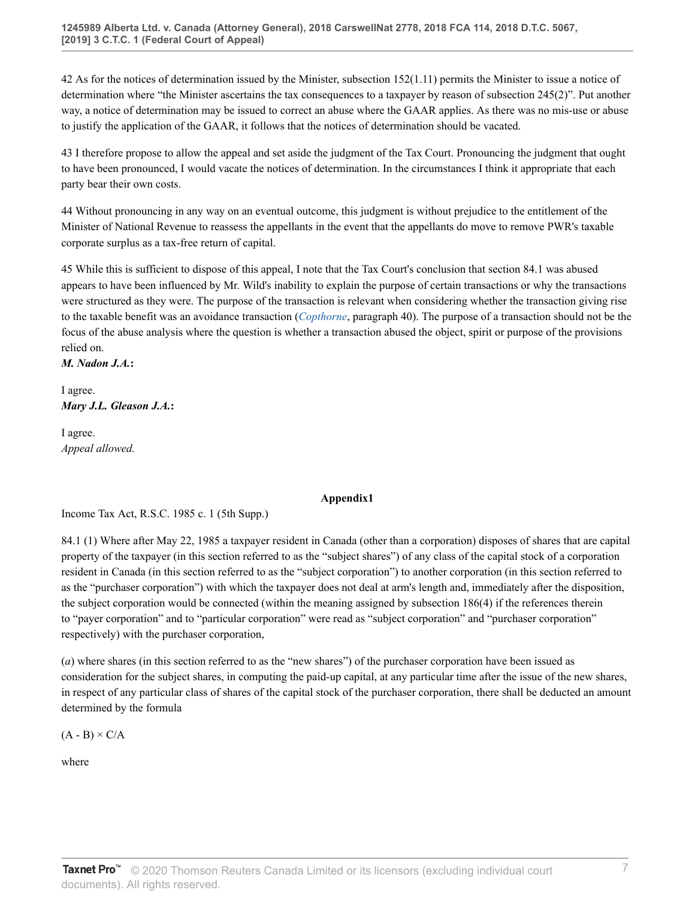42 As for the notices of determination issued by the Minister, subsection 152(1.11) permits the Minister to issue a notice of determination where "the Minister ascertains the tax consequences to a taxpayer by reason of subsection 245(2)". Put another way, a notice of determination may be issued to correct an abuse where the GAAR applies. As there was no mis-use or abuse to justify the application of the GAAR, it follows that the notices of determination should be vacated.

43 I therefore propose to allow the appeal and set aside the judgment of the Tax Court. Pronouncing the judgment that ought to have been pronounced, I would vacate the notices of determination. In the circumstances I think it appropriate that each party bear their own costs.

44 Without pronouncing in any way on an eventual outcome, this judgment is without prejudice to the entitlement of the Minister of National Revenue to reassess the appellants in the event that the appellants do move to remove PWR's taxable corporate surplus as a tax-free return of capital.

45 While this is sufficient to dispose of this appeal, I note that the Tax Court's conclusion that section 84.1 was abused appears to have been influenced by Mr. Wild's inability to explain the purpose of certain transactions or why the transactions were structured as they were. The purpose of the transaction is relevant when considering whether the transaction giving rise to the taxable benefit was an avoidance transaction (*Copthorne*, paragraph 40). The purpose of a transaction should not be the focus of the abuse analysis where the question is whether a transaction abused the object, spirit or purpose of the provisions relied on.

***M. Nadon J.A.*:**

I agree.

***Mary J.L. Gleason J.A.*:**

I agree.

*Appeal allowed.*

**Appendix1**

Income Tax Act, R.S.C. 1985 c. 1 (5th Supp.)

84.1 (1) Where after May 22, 1985 a taxpayer resident in Canada (other than a corporation) disposes of shares that are capital property of the taxpayer (in this section referred to as the "subject shares") of any class of the capital stock of a corporation resident in Canada (in this section referred to as the "subject corporation") to another corporation (in this section referred to as the "purchaser corporation") with which the taxpayer does not deal at arm's length and, immediately after the disposition, the subject corporation would be connected (within the meaning assigned by subsection 186(4) if the references therein to "payer corporation" and to "particular corporation" were read as "subject corporation" and "purchaser corporation" respectively) with the purchaser corporation,

(*a*) where shares (in this section referred to as the "new shares") of the purchaser corporation have been issued as consideration for the subject shares, in computing the paid-up capital, at any particular time after the issue of the new shares, in respect of any particular class of shares of the capital stock of the purchaser corporation, there shall be deducted an amount determined by the formula

$(A - B) \times C/A$

where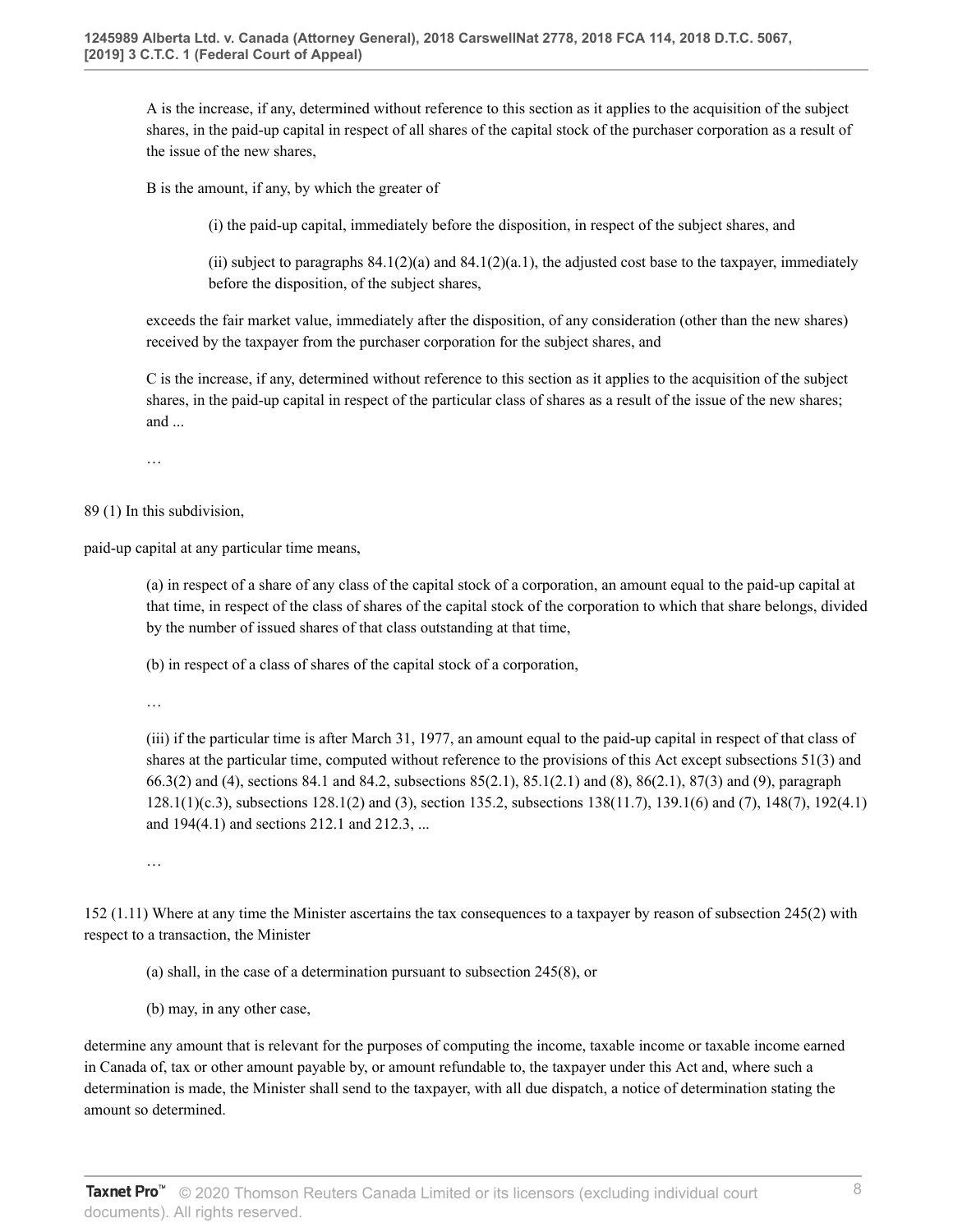A is the increase, if any, determined without reference to this section as it applies to the acquisition of the subject shares, in the paid-up capital in respect of all shares of the capital stock of the purchaser corporation as a result of the issue of the new shares,

B is the amount, if any, by which the greater of

(i) the paid-up capital, immediately before the disposition, in respect of the subject shares, and

(ii) subject to paragraphs 84.1(2)(a) and 84.1(2)(a.1), the adjusted cost base to the taxpayer, immediately before the disposition, of the subject shares,

exceeds the fair market value, immediately after the disposition, of any consideration (other than the new shares) received by the taxpayer from the purchaser corporation for the subject shares, and

C is the increase, if any, determined without reference to this section as it applies to the acquisition of the subject shares, in the paid-up capital in respect of the particular class of shares as a result of the issue of the new shares; and ...

…

89 (1) In this subdivision,

paid-up capital at any particular time means,

(a) in respect of a share of any class of the capital stock of a corporation, an amount equal to the paid-up capital at that time, in respect of the class of shares of the capital stock of the corporation to which that share belongs, divided by the number of issued shares of that class outstanding at that time,

(b) in respect of a class of shares of the capital stock of a corporation,

…

(iii) if the particular time is after March 31, 1977, an amount equal to the paid-up capital in respect of that class of shares at the particular time, computed without reference to the provisions of this Act except subsections 51(3) and 66.3(2) and (4), sections 84.1 and 84.2, subsections 85(2.1), 85.1(2.1) and (8), 86(2.1), 87(3) and (9), paragraph 128.1(1)(c.3), subsections 128.1(2) and (3), section 135.2, subsections 138(11.7), 139.1(6) and (7), 148(7), 192(4.1) and 194(4.1) and sections 212.1 and 212.3, ...

…

152 (1.11) Where at any time the Minister ascertains the tax consequences to a taxpayer by reason of subsection 245(2) with respect to a transaction, the Minister

(a) shall, in the case of a determination pursuant to subsection 245(8), or

(b) may, in any other case,

determine any amount that is relevant for the purposes of computing the income, taxable income or taxable income earned in Canada of, tax or other amount payable by, or amount refundable to, the taxpayer under this Act and, where such a determination is made, the Minister shall send to the taxpayer, with all due dispatch, a notice of determination stating the amount so determined.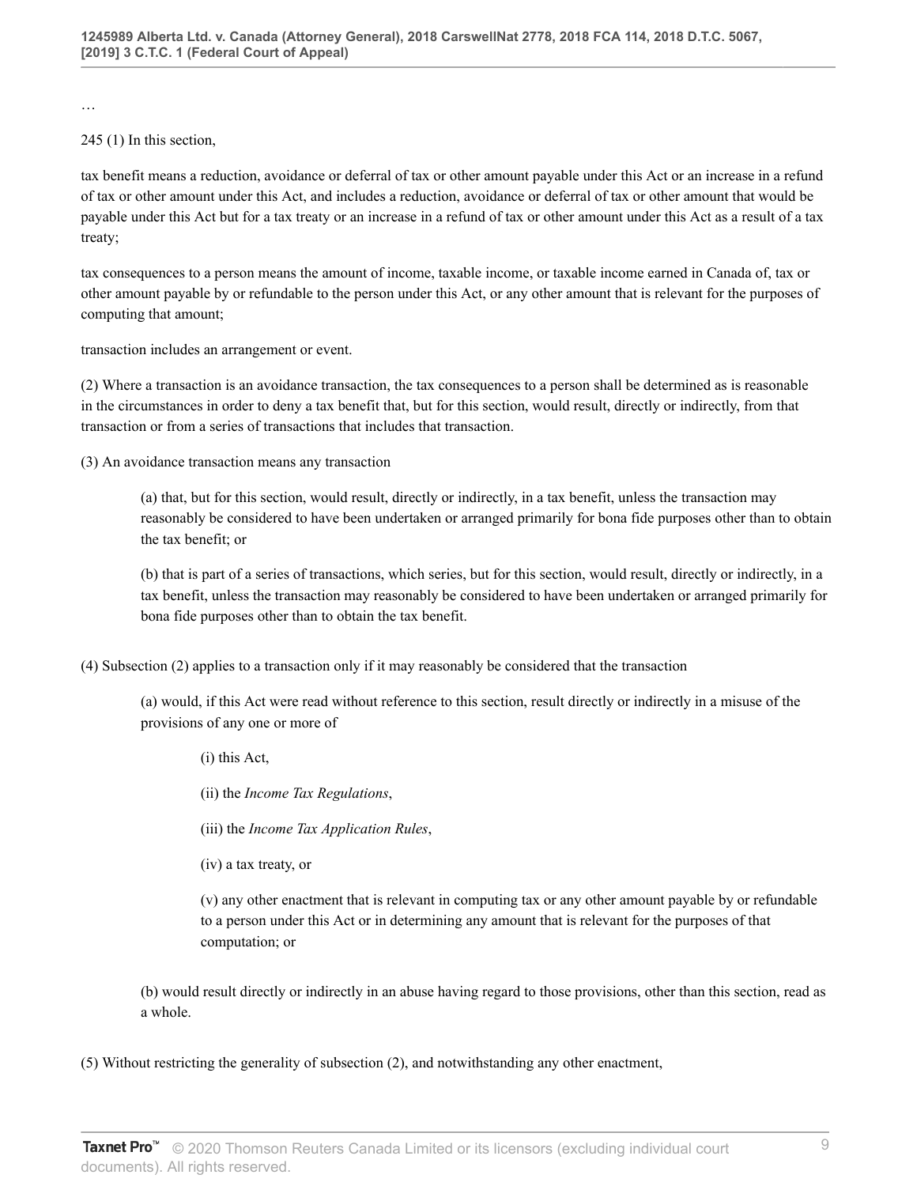…

245 (1) In this section,

tax benefit means a reduction, avoidance or deferral of tax or other amount payable under this Act or an increase in a refund of tax or other amount under this Act, and includes a reduction, avoidance or deferral of tax or other amount that would be payable under this Act but for a tax treaty or an increase in a refund of tax or other amount under this Act as a result of a tax treaty;

tax consequences to a person means the amount of income, taxable income, or taxable income earned in Canada of, tax or other amount payable by or refundable to the person under this Act, or any other amount that is relevant for the purposes of computing that amount;

transaction includes an arrangement or event.

(2) Where a transaction is an avoidance transaction, the tax consequences to a person shall be determined as is reasonable in the circumstances in order to deny a tax benefit that, but for this section, would result, directly or indirectly, from that transaction or from a series of transactions that includes that transaction.

(3) An avoidance transaction means any transaction

> (a) that, but for this section, would result, directly or indirectly, in a tax benefit, unless the transaction may reasonably be considered to have been undertaken or arranged primarily for bona fide purposes other than to obtain the tax benefit; or
>
> (b) that is part of a series of transactions, which series, but for this section, would result, directly or indirectly, in a tax benefit, unless the transaction may reasonably be considered to have been undertaken or arranged primarily for bona fide purposes other than to obtain the tax benefit.

(4) Subsection (2) applies to a transaction only if it may reasonably be considered that the transaction

> (a) would, if this Act were read without reference to this section, result directly or indirectly in a misuse of the provisions of any one or more of
>
> > (i) this Act,
> >
> > (ii) the *Income Tax Regulations*,
> >
> > (iii) the *Income Tax Application Rules*,
> >
> > (iv) a tax treaty, or
> >
> > (v) any other enactment that is relevant in computing tax or any other amount payable by or refundable to a person under this Act or in determining any amount that is relevant for the purposes of that computation; or
>
> (b) would result directly or indirectly in an abuse having regard to those provisions, other than this section, read as a whole.

(5) Without restricting the generality of subsection (2), and notwithstanding any other enactment,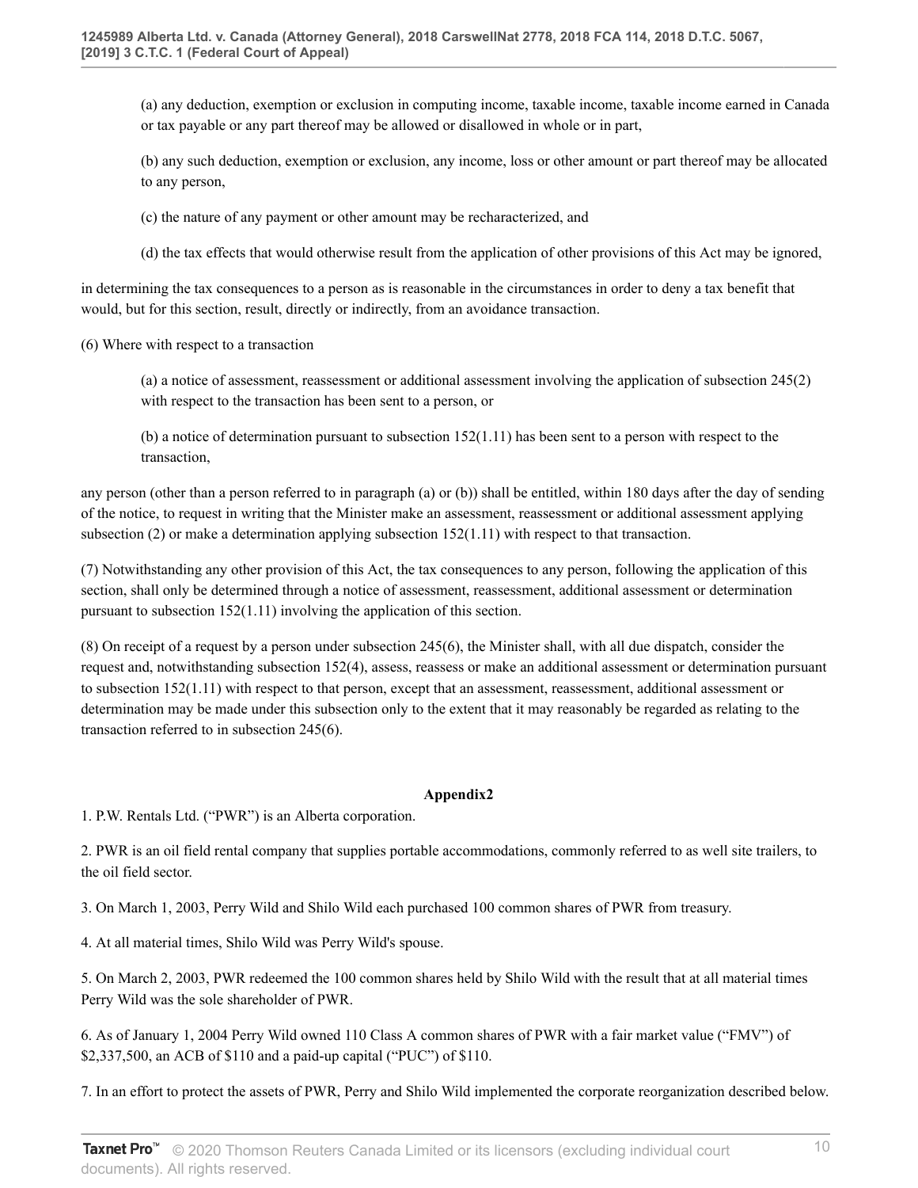(a) any deduction, exemption or exclusion in computing income, taxable income, taxable income earned in Canada or tax payable or any part thereof may be allowed or disallowed in whole or in part,

(b) any such deduction, exemption or exclusion, any income, loss or other amount or part thereof may be allocated to any person,

(c) the nature of any payment or other amount may be recharacterized, and

(d) the tax effects that would otherwise result from the application of other provisions of this Act may be ignored,

in determining the tax consequences to a person as is reasonable in the circumstances in order to deny a tax benefit that would, but for this section, result, directly or indirectly, from an avoidance transaction.

(6) Where with respect to a transaction

(a) a notice of assessment, reassessment or additional assessment involving the application of subsection 245(2) with respect to the transaction has been sent to a person, or

(b) a notice of determination pursuant to subsection 152(1.11) has been sent to a person with respect to the transaction,

any person (other than a person referred to in paragraph (a) or (b)) shall be entitled, within 180 days after the day of sending of the notice, to request in writing that the Minister make an assessment, reassessment or additional assessment applying subsection (2) or make a determination applying subsection 152(1.11) with respect to that transaction.

(7) Notwithstanding any other provision of this Act, the tax consequences to any person, following the application of this section, shall only be determined through a notice of assessment, reassessment, additional assessment or determination pursuant to subsection 152(1.11) involving the application of this section.

(8) On receipt of a request by a person under subsection 245(6), the Minister shall, with all due dispatch, consider the request and, notwithstanding subsection 152(4), assess, reassess or make an additional assessment or determination pursuant to subsection 152(1.11) with respect to that person, except that an assessment, reassessment, additional assessment or determination may be made under this subsection only to the extent that it may reasonably be regarded as relating to the transaction referred to in subsection 245(6).

**Appendix2**

1. P.W. Rentals Ltd. ("PWR") is an Alberta corporation.

2. PWR is an oil field rental company that supplies portable accommodations, commonly referred to as well site trailers, to the oil field sector.

3. On March 1, 2003, Perry Wild and Shilo Wild each purchased 100 common shares of PWR from treasury.

4. At all material times, Shilo Wild was Perry Wild's spouse.

5. On March 2, 2003, PWR redeemed the 100 common shares held by Shilo Wild with the result that at all material times Perry Wild was the sole shareholder of PWR.

6. As of January 1, 2004 Perry Wild owned 110 Class A common shares of PWR with a fair market value ("FMV") of $2,337,500, an ACB of $110 and a paid-up capital ("PUC") of $110.

7. In an effort to protect the assets of PWR, Perry and Shilo Wild implemented the corporate reorganization described below.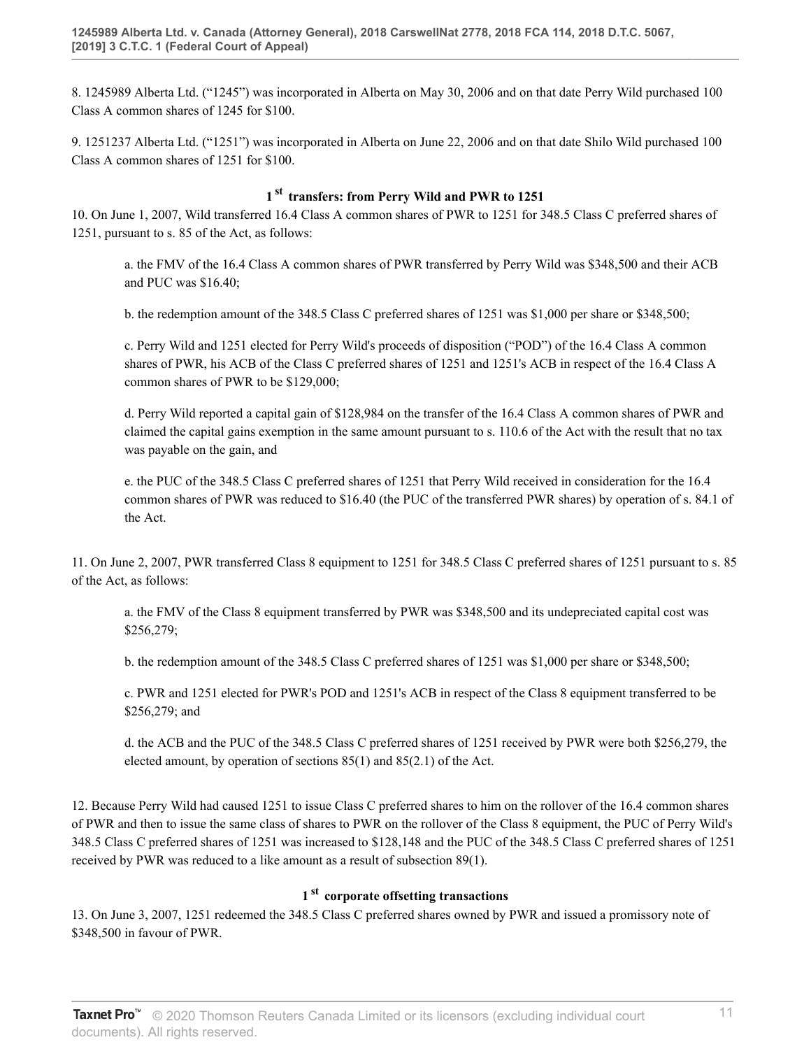8. 1245989 Alberta Ltd. ("1245") was incorporated in Alberta on May 30, 2006 and on that date Perry Wild purchased 100 Class A common shares of 1245 for $100.

9. 1251237 Alberta Ltd. ("1251") was incorporated in Alberta on June 22, 2006 and on that date Shilo Wild purchased 100 Class A common shares of 1251 for $100.

### 1st transfers: from Perry Wild and PWR to 1251

10. On June 1, 2007, Wild transferred 16.4 Class A common shares of PWR to 1251 for 348.5 Class C preferred shares of 1251, pursuant to s. 85 of the Act, as follows:

> a. the FMV of the 16.4 Class A common shares of PWR transferred by Perry Wild was $348,500 and their ACB and PUC was $16.40;
>
> b. the redemption amount of the 348.5 Class C preferred shares of 1251 was $1,000 per share or $348,500;
>
> c. Perry Wild and 1251 elected for Perry Wild's proceeds of disposition ("POD") of the 16.4 Class A common shares of PWR, his ACB of the Class C preferred shares of 1251 and 1251's ACB in respect of the 16.4 Class A common shares of PWR to be $129,000;
>
> d. Perry Wild reported a capital gain of $128,984 on the transfer of the 16.4 Class A common shares of PWR and claimed the capital gains exemption in the same amount pursuant to s. 110.6 of the Act with the result that no tax was payable on the gain, and
>
> e. the PUC of the 348.5 Class C preferred shares of 1251 that Perry Wild received in consideration for the 16.4 common shares of PWR was reduced to $16.40 (the PUC of the transferred PWR shares) by operation of s. 84.1 of the Act.

11. On June 2, 2007, PWR transferred Class 8 equipment to 1251 for 348.5 Class C preferred shares of 1251 pursuant to s. 85 of the Act, as follows:

> a. the FMV of the Class 8 equipment transferred by PWR was $348,500 and its undepreciated capital cost was $256,279;
>
> b. the redemption amount of the 348.5 Class C preferred shares of 1251 was $1,000 per share or $348,500;
>
> c. PWR and 1251 elected for PWR's POD and 1251's ACB in respect of the Class 8 equipment transferred to be $256,279; and
>
> d. the ACB and the PUC of the 348.5 Class C preferred shares of 1251 received by PWR were both $256,279, the elected amount, by operation of sections 85(1) and 85(2.1) of the Act.

12. Because Perry Wild had caused 1251 to issue Class C preferred shares to him on the rollover of the 16.4 common shares of PWR and then to issue the same class of shares to PWR on the rollover of the Class 8 equipment, the PUC of Perry Wild's 348.5 Class C preferred shares of 1251 was increased to $128,148 and the PUC of the 348.5 Class C preferred shares of 1251 received by PWR was reduced to a like amount as a result of subsection 89(1).

### 1st corporate offsetting transactions

13. On June 3, 2007, 1251 redeemed the 348.5 Class C preferred shares owned by PWR and issued a promissory note of $348,500 in favour of PWR.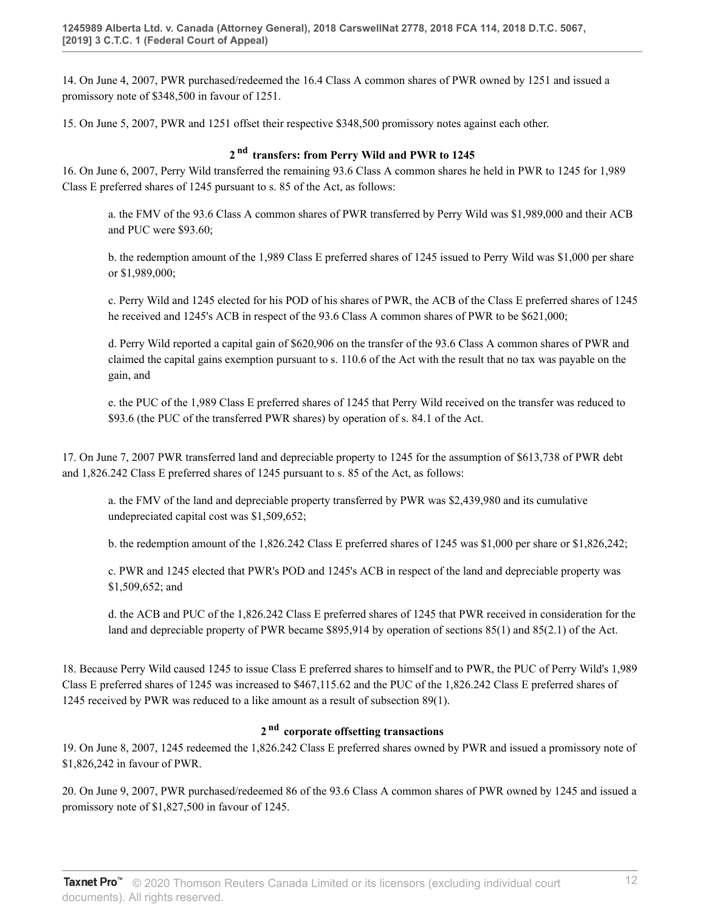14. On June 4, 2007, PWR purchased/redeemed the 16.4 Class A common shares of PWR owned by 1251 and issued a promissory note of $348,500 in favour of 1251.

15. On June 5, 2007, PWR and 1251 offset their respective $348,500 promissory notes against each other.

### 2[nd] transfers: from Perry Wild and PWR to 1245

16. On June 6, 2007, Perry Wild transferred the remaining 93.6 Class A common shares he held in PWR to 1245 for 1,989 Class E preferred shares of 1245 pursuant to s. 85 of the Act, as follows:

> a. the FMV of the 93.6 Class A common shares of PWR transferred by Perry Wild was $1,989,000 and their ACB and PUC were $93.60;
>
> b. the redemption amount of the 1,989 Class E preferred shares of 1245 issued to Perry Wild was $1,000 per share or $1,989,000;
>
> c. Perry Wild and 1245 elected for his POD of his shares of PWR, the ACB of the Class E preferred shares of 1245 he received and 1245's ACB in respect of the 93.6 Class A common shares of PWR to be $621,000;
>
> d. Perry Wild reported a capital gain of $620,906 on the transfer of the 93.6 Class A common shares of PWR and claimed the capital gains exemption pursuant to s. 110.6 of the Act with the result that no tax was payable on the gain, and
>
> e. the PUC of the 1,989 Class E preferred shares of 1245 that Perry Wild received on the transfer was reduced to $93.6 (the PUC of the transferred PWR shares) by operation of s. 84.1 of the Act.

17. On June 7, 2007 PWR transferred land and depreciable property to 1245 for the assumption of $613,738 of PWR debt and 1,826.242 Class E preferred shares of 1245 pursuant to s. 85 of the Act, as follows:

> a. the FMV of the land and depreciable property transferred by PWR was $2,439,980 and its cumulative undepreciated capital cost was $1,509,652;
>
> b. the redemption amount of the 1,826.242 Class E preferred shares of 1245 was $1,000 per share or $1,826,242;
>
> c. PWR and 1245 elected that PWR's POD and 1245's ACB in respect of the land and depreciable property was $1,509,652; and
>
> d. the ACB and PUC of the 1,826.242 Class E preferred shares of 1245 that PWR received in consideration for the land and depreciable property of PWR became $895,914 by operation of sections 85(1) and 85(2.1) of the Act.

18. Because Perry Wild caused 1245 to issue Class E preferred shares to himself and to PWR, the PUC of Perry Wild's 1,989 Class E preferred shares of 1245 was increased to $467,115.62 and the PUC of the 1,826.242 Class E preferred shares of 1245 received by PWR was reduced to a like amount as a result of subsection 89(1).

### 2[nd] corporate offsetting transactions

19. On June 8, 2007, 1245 redeemed the 1,826.242 Class E preferred shares owned by PWR and issued a promissory note of $1,826,242 in favour of PWR.

20. On June 9, 2007, PWR purchased/redeemed 86 of the 93.6 Class A common shares of PWR owned by 1245 and issued a promissory note of $1,827,500 in favour of 1245.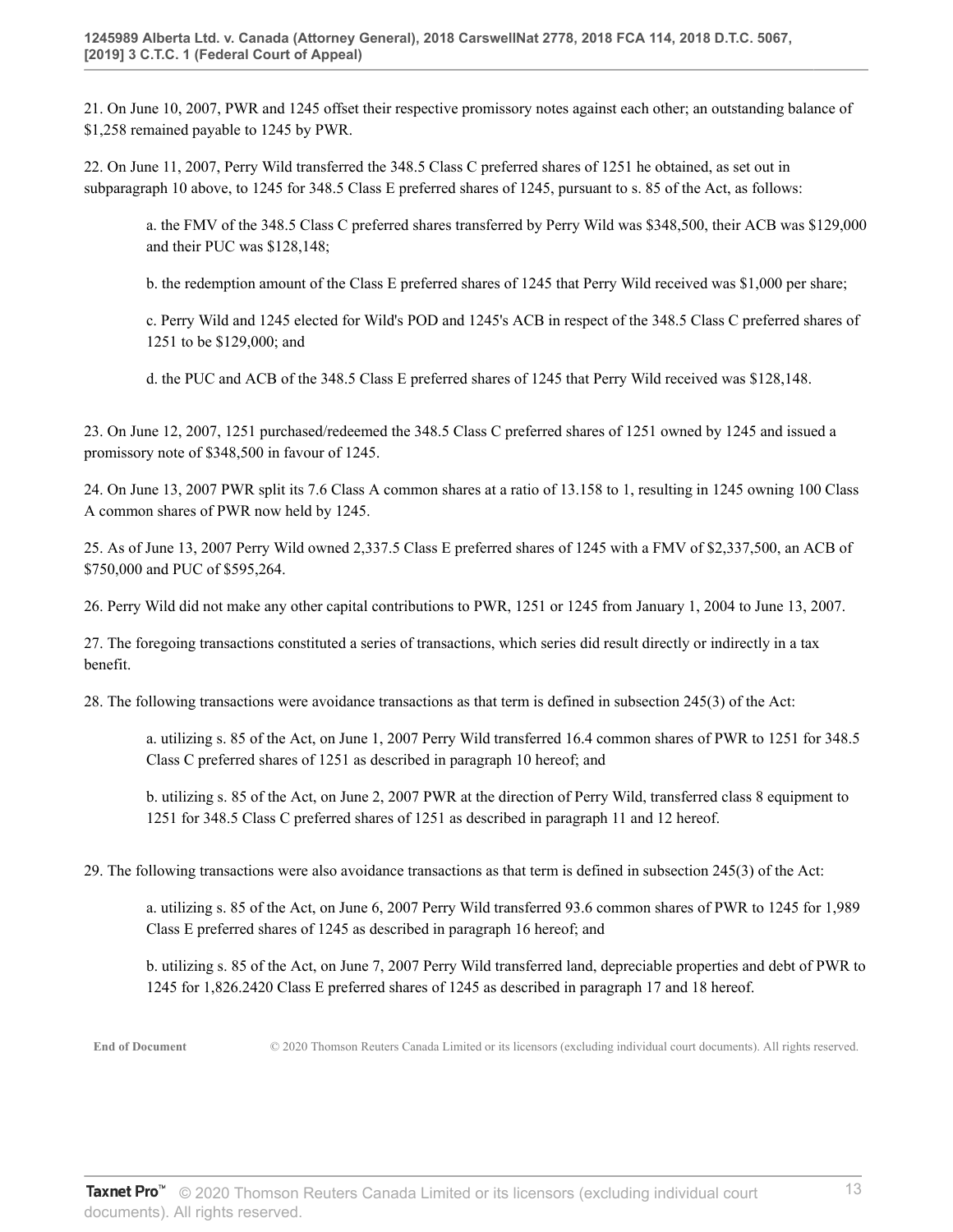21. On June 10, 2007, PWR and 1245 offset their respective promissory notes against each other; an outstanding balance of $1,258 remained payable to 1245 by PWR.

22. On June 11, 2007, Perry Wild transferred the 348.5 Class C preferred shares of 1251 he obtained, as set out in subparagraph 10 above, to 1245 for 348.5 Class E preferred shares of 1245, pursuant to s. 85 of the Act, as follows:

> a. the FMV of the 348.5 Class C preferred shares transferred by Perry Wild was $348,500, their ACB was $129,000 and their PUC was $128,148;
>
> b. the redemption amount of the Class E preferred shares of 1245 that Perry Wild received was $1,000 per share;
>
> c. Perry Wild and 1245 elected for Wild's POD and 1245's ACB in respect of the 348.5 Class C preferred shares of 1251 to be $129,000; and
>
> d. the PUC and ACB of the 348.5 Class E preferred shares of 1245 that Perry Wild received was $128,148.

23. On June 12, 2007, 1251 purchased/redeemed the 348.5 Class C preferred shares of 1251 owned by 1245 and issued a promissory note of $348,500 in favour of 1245.

24. On June 13, 2007 PWR split its 7.6 Class A common shares at a ratio of 13.158 to 1, resulting in 1245 owning 100 Class A common shares of PWR now held by 1245.

25. As of June 13, 2007 Perry Wild owned 2,337.5 Class E preferred shares of 1245 with a FMV of $2,337,500, an ACB of $750,000 and PUC of $595,264.

26. Perry Wild did not make any other capital contributions to PWR, 1251 or 1245 from January 1, 2004 to June 13, 2007.

27. The foregoing transactions constituted a series of transactions, which series did result directly or indirectly in a tax benefit.

28. The following transactions were avoidance transactions as that term is defined in subsection 245(3) of the Act:

> a. utilizing s. 85 of the Act, on June 1, 2007 Perry Wild transferred 16.4 common shares of PWR to 1251 for 348.5 Class C preferred shares of 1251 as described in paragraph 10 hereof; and
>
> b. utilizing s. 85 of the Act, on June 2, 2007 PWR at the direction of Perry Wild, transferred class 8 equipment to 1251 for 348.5 Class C preferred shares of 1251 as described in paragraph 11 and 12 hereof.

29. The following transactions were also avoidance transactions as that term is defined in subsection 245(3) of the Act:

> a. utilizing s. 85 of the Act, on June 6, 2007 Perry Wild transferred 93.6 common shares of PWR to 1245 for 1,989 Class E preferred shares of 1245 as described in paragraph 16 hereof; and
>
> b. utilizing s. 85 of the Act, on June 7, 2007 Perry Wild transferred land, depreciable properties and debt of PWR to 1245 for 1,826.2420 Class E preferred shares of 1245 as described in paragraph 17 and 18 hereof.

**End of Document** © 2020 Thomson Reuters Canada Limited or its licensors (excluding individual court documents). All rights reserved.